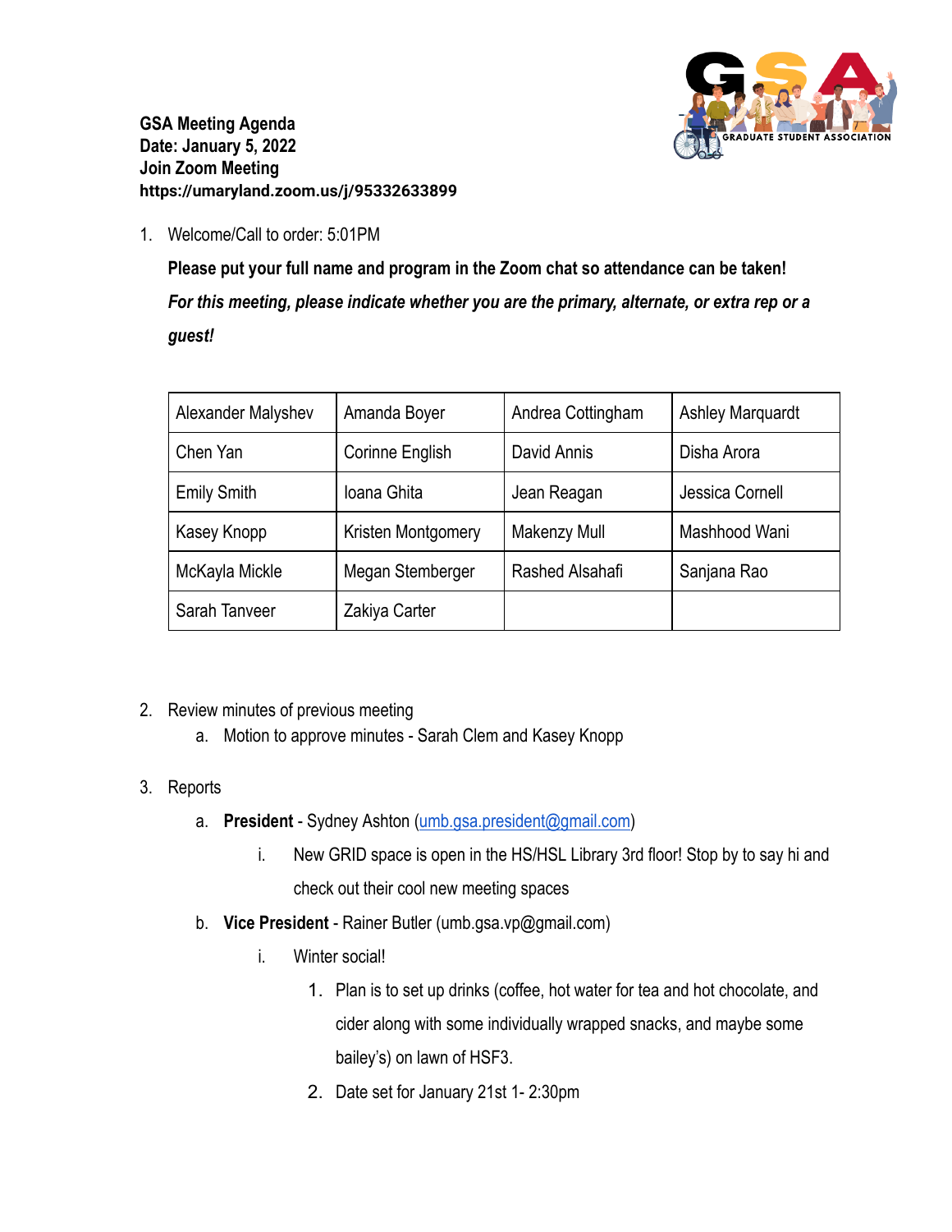**GSA Meeting Agenda**
**Date: January 5, 2022**
**Join Zoom Meeting**
**https://umaryland.zoom.us/j/95332633899**

1. Welcome/Call to order: 5:01PM

   **Please put your full name and program in the Zoom chat so attendance can be taken!**

   ***For this meeting, please indicate whether you are the primary, alternate, or extra rep or a guest!***

| | | | |
|---|---|---|---|
| Alexander Malyshev | Amanda Boyer | Andrea Cottingham | Ashley Marquardt |
| Chen Yan | Corinne English | David Annis | Disha Arora |
| Emily Smith | Ioana Ghita | Jean Reagan | Jessica Cornell |
| Kasey Knopp | Kristen Montgomery | Makenzy Mull | Mashhood Wani |
| McKayla Mickle | Megan Stemberger | Rashed Alsahafi | Sanjana Rao |
| Sarah Tanveer | Zakiya Carter | | |

2. Review minutes of previous meeting
   a. Motion to approve minutes - Sarah Clem and Kasey Knopp

3. Reports
   a. **President** - Sydney Ashton (umb.gsa.president@gmail.com)
      i. New GRID space is open in the HS/HSL Library 3rd floor! Stop by to say hi and check out their cool new meeting spaces
   b. **Vice President** - Rainer Butler (umb.gsa.vp@gmail.com)
      i. Winter social!
         1. Plan is to set up drinks (coffee, hot water for tea and hot chocolate, and cider along with some individually wrapped snacks, and maybe some bailey's) on lawn of HSF3.
         2. Date set for January 21st 1- 2:30pm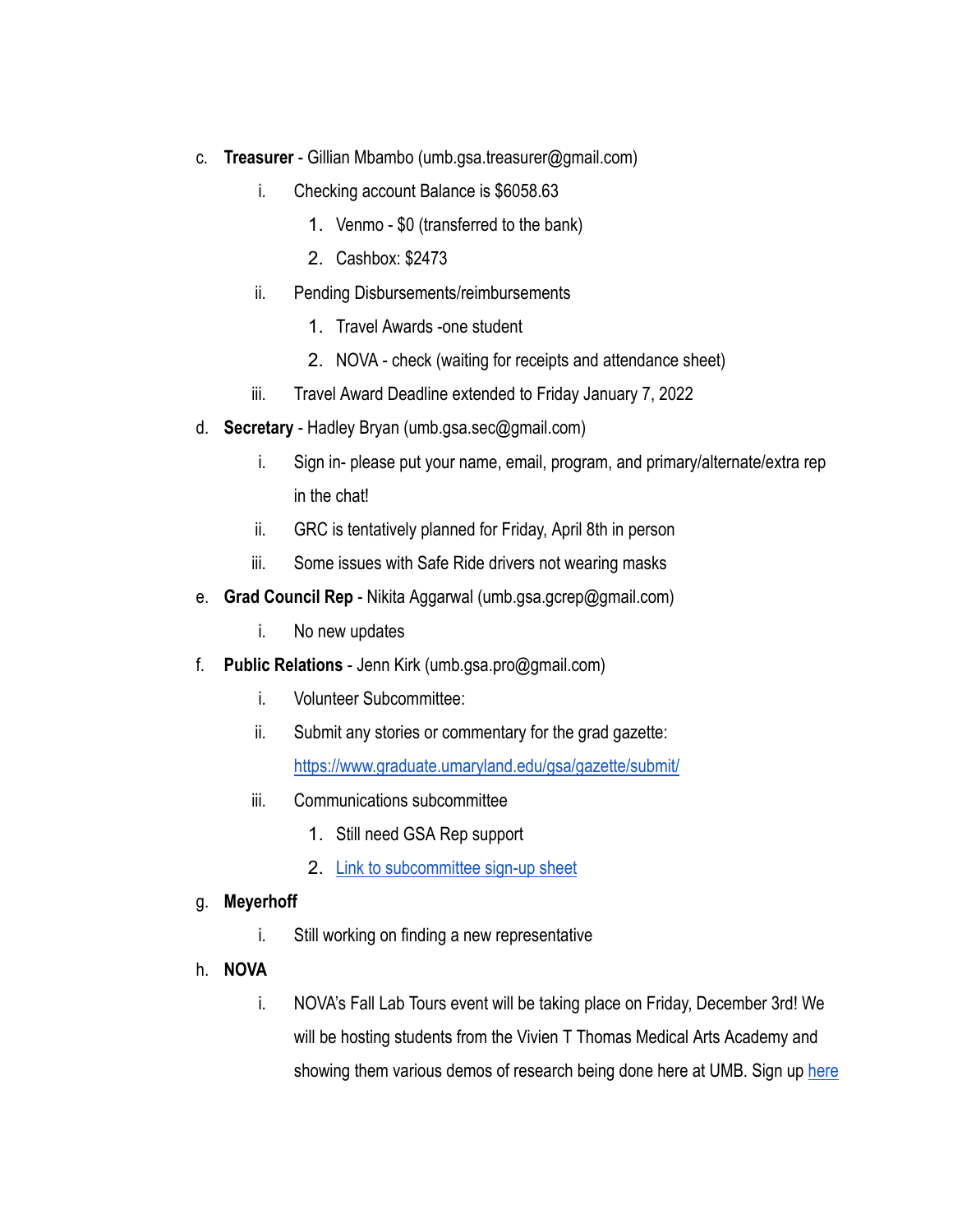c. **Treasurer** - Gillian Mbambo (umb.gsa.treasurer@gmail.com)
   i. Checking account Balance is $6058.63
      1. Venmo - $0 (transferred to the bank)
      2. Cashbox: $2473
   ii. Pending Disbursements/reimbursements
      1. Travel Awards -one student
      2. NOVA - check (waiting for receipts and attendance sheet)
   iii. Travel Award Deadline extended to Friday January 7, 2022

d. **Secretary** - Hadley Bryan (umb.gsa.sec@gmail.com)
   i. Sign in- please put your name, email, program, and primary/alternate/extra rep in the chat!
   ii. GRC is tentatively planned for Friday, April 8th in person
   iii. Some issues with Safe Ride drivers not wearing masks

e. **Grad Council Rep** - Nikita Aggarwal (umb.gsa.gcrep@gmail.com)
   i. No new updates

f. **Public Relations** - Jenn Kirk (umb.gsa.pro@gmail.com)
   i. Volunteer Subcommittee:
   ii. Submit any stories or commentary for the grad gazette: https://www.graduate.umaryland.edu/gsa/gazette/submit/
   iii. Communications subcommittee
      1. Still need GSA Rep support
      2. Link to subcommittee sign-up sheet

g. **Meyerhoff**
   i. Still working on finding a new representative

h. **NOVA**
   i. NOVA's Fall Lab Tours event will be taking place on Friday, December 3rd! We will be hosting students from the Vivien T Thomas Medical Arts Academy and showing them various demos of research being done here at UMB. Sign up here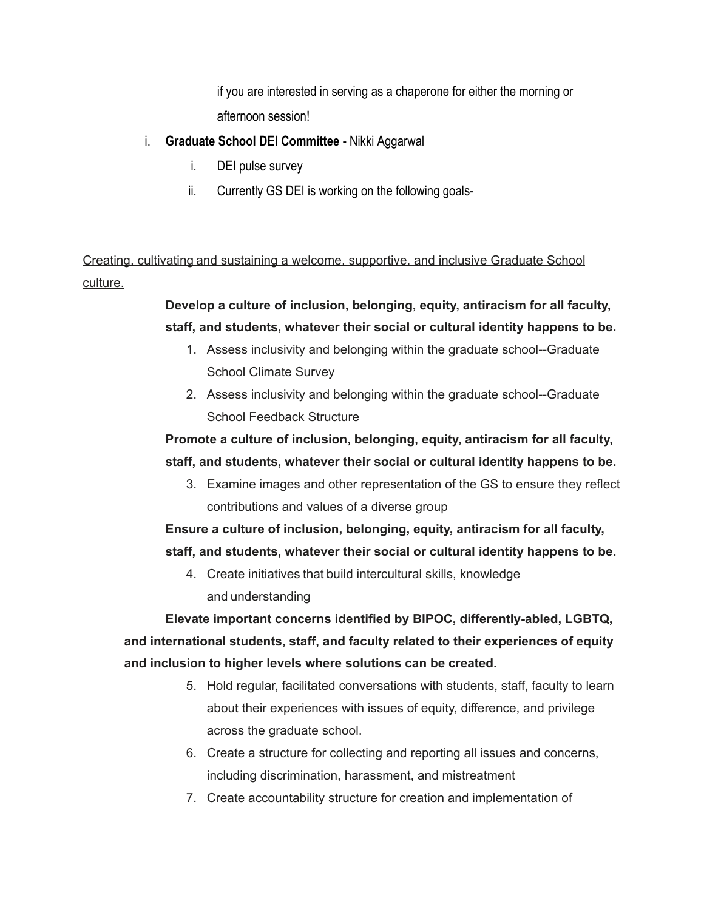if you are interested in serving as a chaperone for either the morning or afternoon session!

i. **Graduate School DEI Committee** - Nikki Aggarwal
    i. DEI pulse survey
    ii. Currently GS DEI is working on the following goals-

<u>Creating, cultivating and sustaining a welcome, supportive, and inclusive Graduate School culture.</u>

**Develop a culture of inclusion, belonging, equity, antiracism for all faculty, staff, and students, whatever their social or cultural identity happens to be.**

1. Assess inclusivity and belonging within the graduate school--Graduate School Climate Survey
2. Assess inclusivity and belonging within the graduate school--Graduate School Feedback Structure

**Promote a culture of inclusion, belonging, equity, antiracism for all faculty, staff, and students, whatever their social or cultural identity happens to be.**

3. Examine images and other representation of the GS to ensure they reflect contributions and values of a diverse group

**Ensure a culture of inclusion, belonging, equity, antiracism for all faculty, staff, and students, whatever their social or cultural identity happens to be.**

4. Create initiatives that build intercultural skills, knowledge and understanding

**Elevate important concerns identified by BIPOC, differently-abled, LGBTQ, and international students, staff, and faculty related to their experiences of equity and inclusion to higher levels where solutions can be created.**

5. Hold regular, facilitated conversations with students, staff, faculty to learn about their experiences with issues of equity, difference, and privilege across the graduate school.
6. Create a structure for collecting and reporting all issues and concerns, including discrimination, harassment, and mistreatment
7. Create accountability structure for creation and implementation of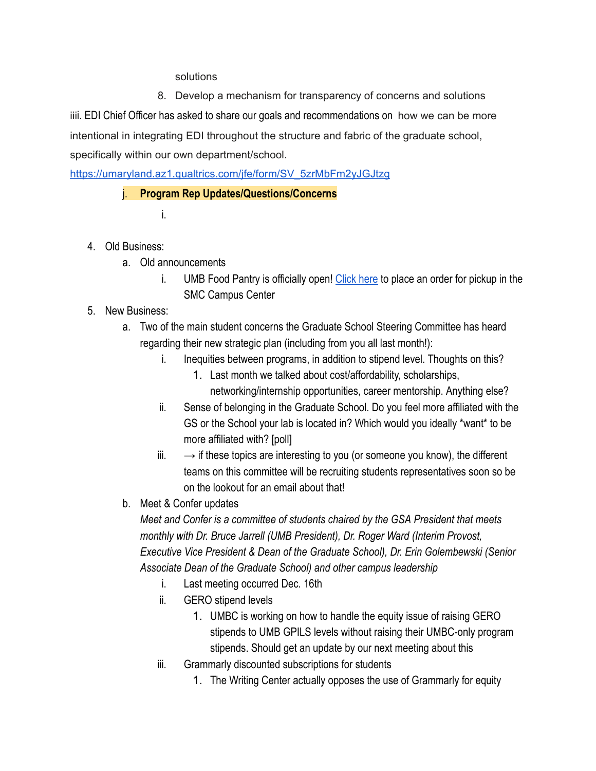solutions

8. Develop a mechanism for transparency of concerns and solutions

iiii. EDI Chief Officer has asked to share our goals and recommendations on how we can be more intentional in integrating EDI throughout the structure and fabric of the graduate school, specifically within our own department/school.

https://umaryland.az1.qualtrics.com/jfe/form/SV_5zrMbFm2yJGJtzg

j. **Program Rep Updates/Questions/Concerns**

   i.

4. Old Business:
   a. Old announcements
      i. UMB Food Pantry is officially open! Click here to place an order for pickup in the SMC Campus Center
5. New Business:
   a. Two of the main student concerns the Graduate School Steering Committee has heard regarding their new strategic plan (including from you all last month!):
      i. Inequities between programs, in addition to stipend level. Thoughts on this?
         1. Last month we talked about cost/affordability, scholarships, networking/internship opportunities, career mentorship. Anything else?
      ii. Sense of belonging in the Graduate School. Do you feel more affiliated with the GS or the School your lab is located in? Which would you ideally *want* to be more affiliated with? [poll]
      iii. → if these topics are interesting to you (or someone you know), the different teams on this committee will be recruiting students representatives soon so be on the lookout for an email about that!
   b. Meet & Confer updates
      *Meet and Confer is a committee of students chaired by the GSA President that meets monthly with Dr. Bruce Jarrell (UMB President), Dr. Roger Ward (Interim Provost, Executive Vice President & Dean of the Graduate School), Dr. Erin Golembewski (Senior Associate Dean of the Graduate School) and other campus leadership*
      i. Last meeting occurred Dec. 16th
      ii. GERO stipend levels
         1. UMBC is working on how to handle the equity issue of raising GERO stipends to UMB GPILS levels without raising their UMBC-only program stipends. Should get an update by our next meeting about this
      iii. Grammarly discounted subscriptions for students
         1. The Writing Center actually opposes the use of Grammarly for equity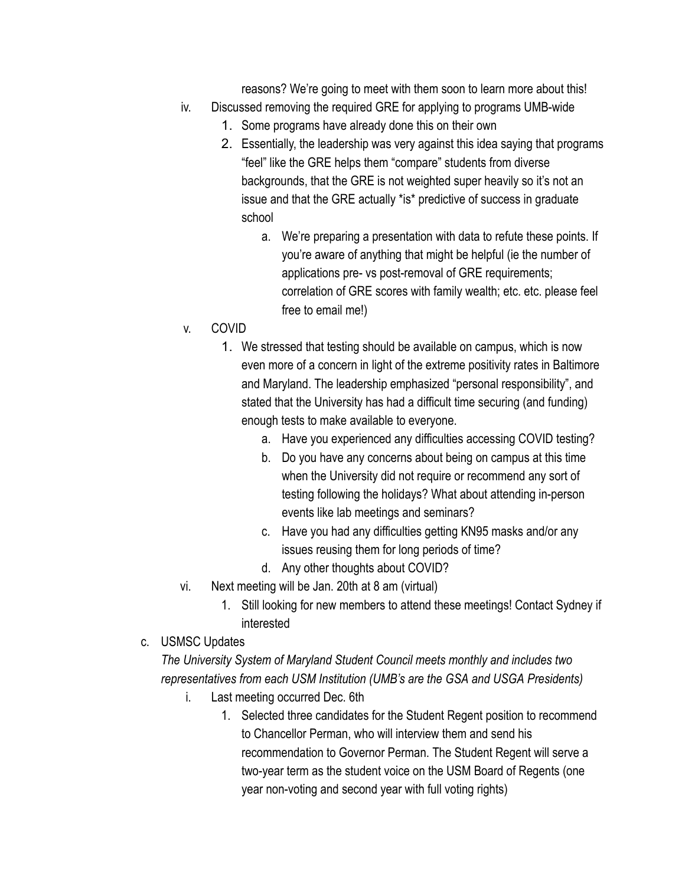reasons? We're going to meet with them soon to learn more about this!

iv. Discussed removing the required GRE for applying to programs UMB-wide
   1. Some programs have already done this on their own
   2. Essentially, the leadership was very against this idea saying that programs "feel" like the GRE helps them "compare" students from diverse backgrounds, that the GRE is not weighted super heavily so it's not an issue and that the GRE actually *is* predictive of success in graduate school
      a. We're preparing a presentation with data to refute these points. If you're aware of anything that might be helpful (ie the number of applications pre- vs post-removal of GRE requirements; correlation of GRE scores with family wealth; etc. etc. please feel free to email me!)

v. COVID
   1. We stressed that testing should be available on campus, which is now even more of a concern in light of the extreme positivity rates in Baltimore and Maryland. The leadership emphasized "personal responsibility", and stated that the University has had a difficult time securing (and funding) enough tests to make available to everyone.
      a. Have you experienced any difficulties accessing COVID testing?
      b. Do you have any concerns about being on campus at this time when the University did not require or recommend any sort of testing following the holidays? What about attending in-person events like lab meetings and seminars?
      c. Have you had any difficulties getting KN95 masks and/or any issues reusing them for long periods of time?
      d. Any other thoughts about COVID?

vi. Next meeting will be Jan. 20th at 8 am (virtual)
   1. Still looking for new members to attend these meetings! Contact Sydney if interested

c. USMSC Updates

*The University System of Maryland Student Council meets monthly and includes two representatives from each USM Institution (UMB's are the GSA and USGA Presidents)*

i. Last meeting occurred Dec. 6th
   1. Selected three candidates for the Student Regent position to recommend to Chancellor Perman, who will interview them and send his recommendation to Governor Perman. The Student Regent will serve a two-year term as the student voice on the USM Board of Regents (one year non-voting and second year with full voting rights)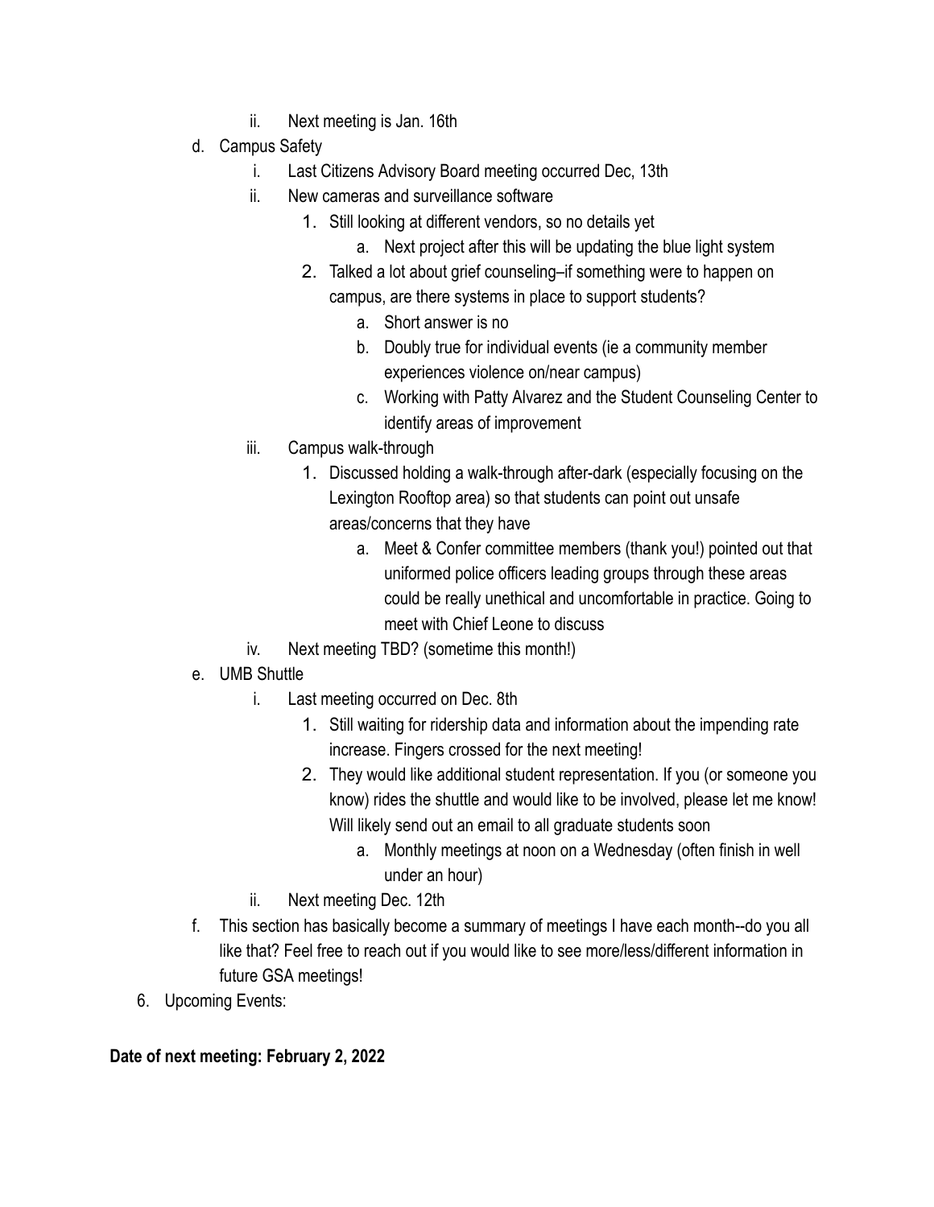ii. Next meeting is Jan. 16th

d. Campus Safety
   i. Last Citizens Advisory Board meeting occurred Dec, 13th
   ii. New cameras and surveillance software
      1. Still looking at different vendors, so no details yet
         a. Next project after this will be updating the blue light system
      2. Talked a lot about grief counseling–if something were to happen on campus, are there systems in place to support students?
         a. Short answer is no
         b. Doubly true for individual events (ie a community member experiences violence on/near campus)
         c. Working with Patty Alvarez and the Student Counseling Center to identify areas of improvement
   iii. Campus walk-through
      1. Discussed holding a walk-through after-dark (especially focusing on the Lexington Rooftop area) so that students can point out unsafe areas/concerns that they have
         a. Meet & Confer committee members (thank you!) pointed out that uniformed police officers leading groups through these areas could be really unethical and uncomfortable in practice. Going to meet with Chief Leone to discuss
   iv. Next meeting TBD? (sometime this month!)

e. UMB Shuttle
   i. Last meeting occurred on Dec. 8th
      1. Still waiting for ridership data and information about the impending rate increase. Fingers crossed for the next meeting!
      2. They would like additional student representation. If you (or someone you know) rides the shuttle and would like to be involved, please let me know! Will likely send out an email to all graduate students soon
         a. Monthly meetings at noon on a Wednesday (often finish in well under an hour)
   ii. Next meeting Dec. 12th

f. This section has basically become a summary of meetings I have each month--do you all like that? Feel free to reach out if you would like to see more/less/different information in future GSA meetings!

6. Upcoming Events:

**Date of next meeting: February 2, 2022**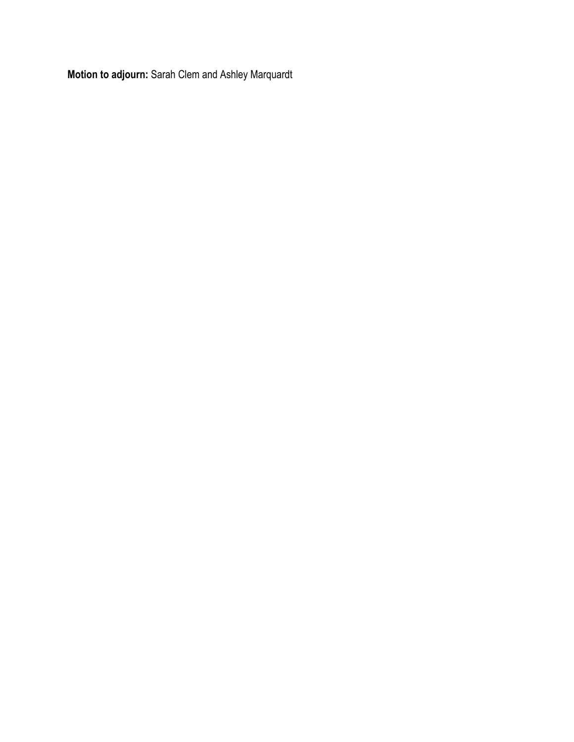**Motion to adjourn:** Sarah Clem and Ashley Marquardt